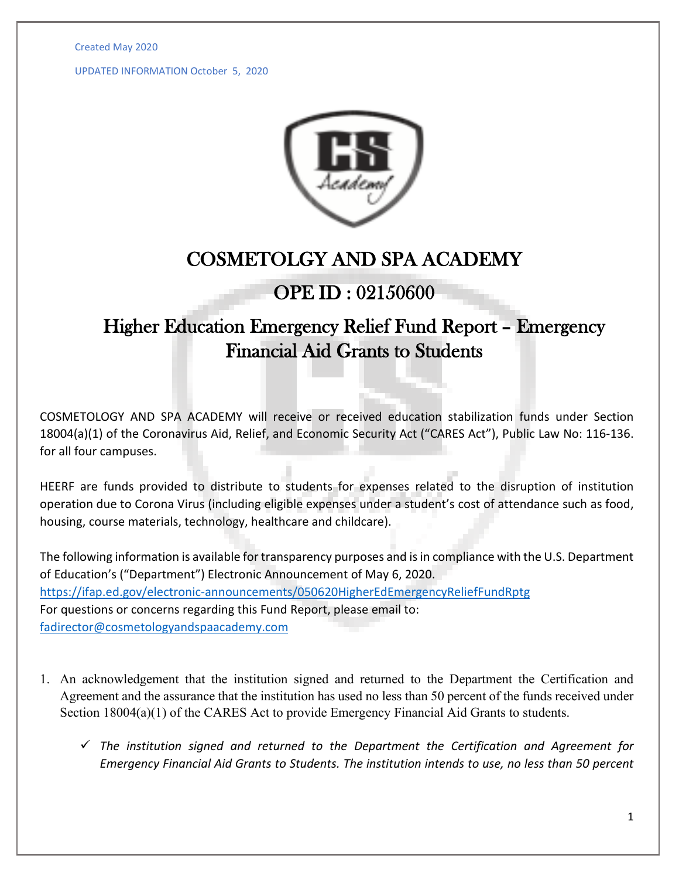Created May 2020

UPDATED INFORMATION October 5, 2020

# COSMETOLGY AND SPA ACADEMY

## OPE ID : 02150600

## Higher Education Emergency Relief Fund Report – Emergency Financial Aid Grants to Students

COSMETOLOGY AND SPA ACADEMY will receive or received education stabilization funds under Section 18004(a)(1) of the Coronavirus Aid, Relief, and Economic Security Act ("CARES Act"), Public Law No: 116-136. for all four campuses.

HEERF are funds provided to distribute to students for expenses related to the disruption of institution operation due to Corona Virus (including eligible expenses under a student's cost of attendance such as food, housing, course materials, technology, healthcare and childcare).

The following information is available for transparency purposes and is in compliance with the U.S. Department of Education's ("Department") Electronic Announcement of May 6, 2020.
https://ifap.ed.gov/electronic-announcements/050620HigherEdEmergencyReliefFundRptg
For questions or concerns regarding this Fund Report, please email to:
fadirector@cosmetologyandspaacademy.com

1. An acknowledgement that the institution signed and returned to the Department the Certification and Agreement and the assurance that the institution has used no less than 50 percent of the funds received under Section 18004(a)(1) of the CARES Act to provide Emergency Financial Aid Grants to students.

   ✓ *The institution signed and returned to the Department the Certification and Agreement for Emergency Financial Aid Grants to Students. The institution intends to use, no less than 50 percent*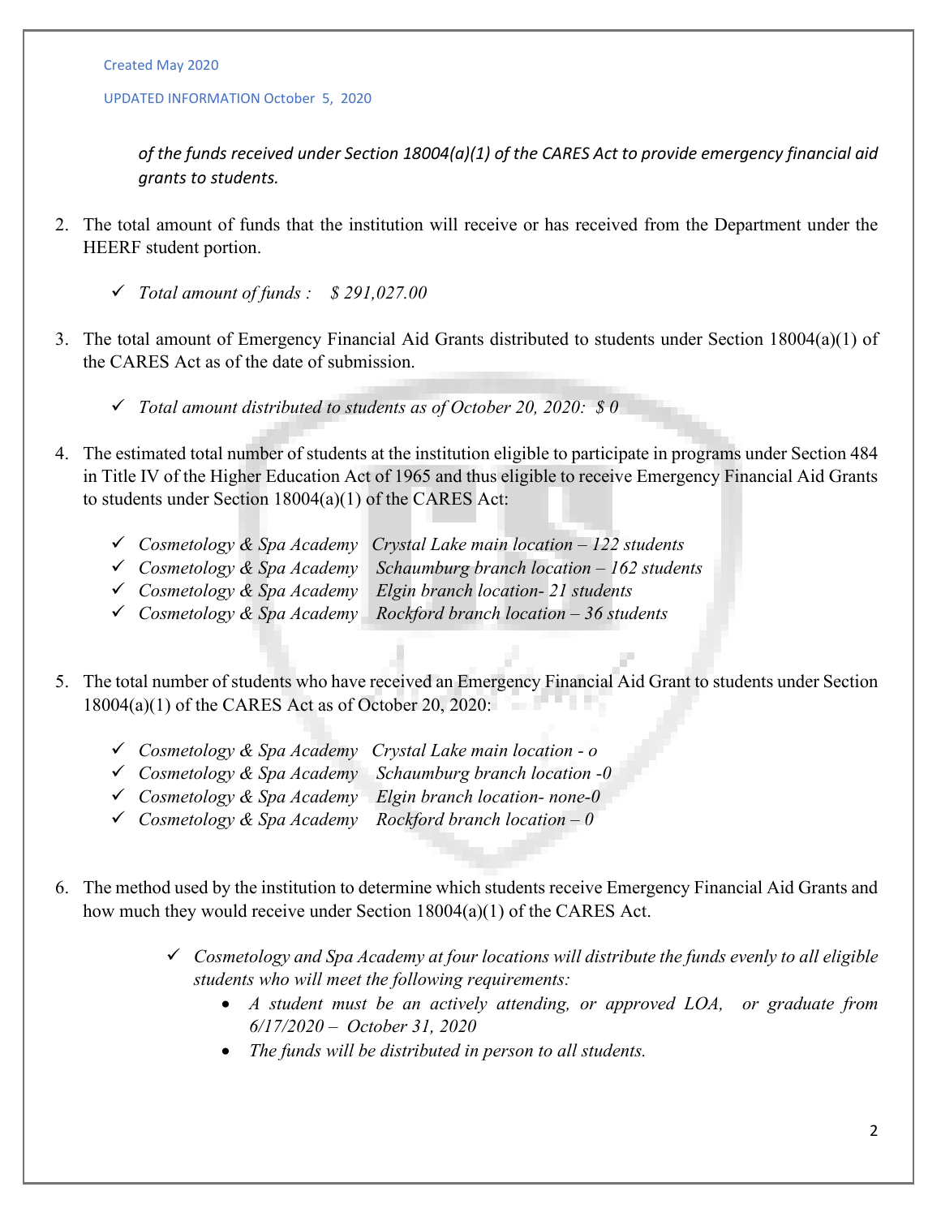Created May 2020

UPDATED INFORMATION October 5, 2020

*of the funds received under Section 18004(a)(1) of the CARES Act to provide emergency financial aid grants to students.*

2. The total amount of funds that the institution will receive or has received from the Department under the HEERF student portion.

   - ✓ *Total amount of funds : $ 291,027.00*

3. The total amount of Emergency Financial Aid Grants distributed to students under Section 18004(a)(1) of the CARES Act as of the date of submission.

   - ✓ *Total amount distributed to students as of October 20, 2020: $ 0*

4. The estimated total number of students at the institution eligible to participate in programs under Section 484 in Title IV of the Higher Education Act of 1965 and thus eligible to receive Emergency Financial Aid Grants to students under Section 18004(a)(1) of the CARES Act:

   - ✓ *Cosmetology & Spa Academy Crystal Lake main location – 122 students*
   - ✓ *Cosmetology & Spa Academy Schaumburg branch location – 162 students*
   - ✓ *Cosmetology & Spa Academy Elgin branch location- 21 students*
   - ✓ *Cosmetology & Spa Academy Rockford branch location – 36 students*

5. The total number of students who have received an Emergency Financial Aid Grant to students under Section 18004(a)(1) of the CARES Act as of October 20, 2020:

   - ✓ *Cosmetology & Spa Academy Crystal Lake main location - o*
   - ✓ *Cosmetology & Spa Academy Schaumburg branch location -0*
   - ✓ *Cosmetology & Spa Academy Elgin branch location- none-0*
   - ✓ *Cosmetology & Spa Academy Rockford branch location – 0*

6. The method used by the institution to determine which students receive Emergency Financial Aid Grants and how much they would receive under Section 18004(a)(1) of the CARES Act.

   - ✓ *Cosmetology and Spa Academy at four locations will distribute the funds evenly to all eligible students who will meet the following requirements:*
     - *A student must be an actively attending, or approved LOA, or graduate from 6/17/2020 – October 31, 2020*
     - *The funds will be distributed in person to all students.*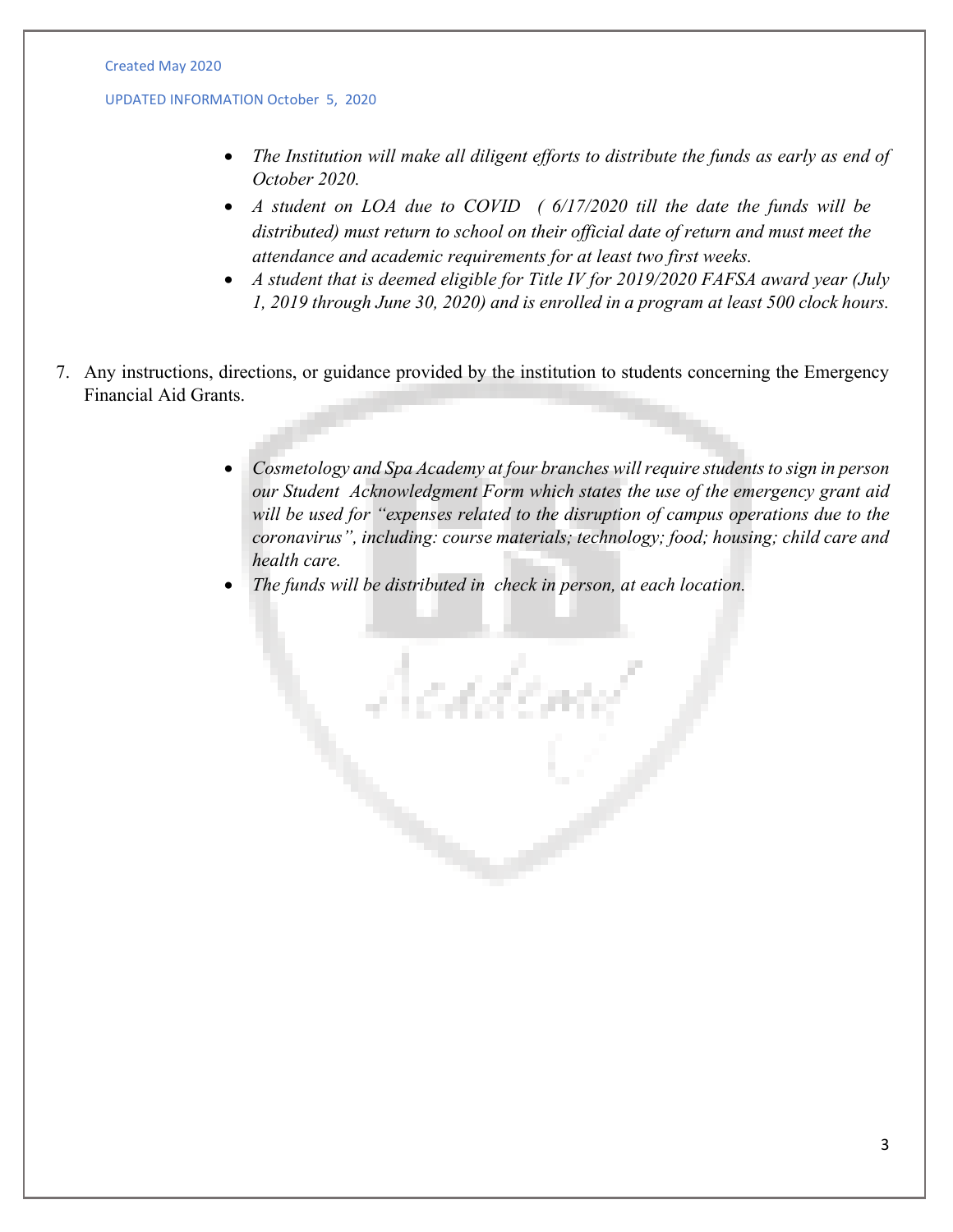Created May 2020

UPDATED INFORMATION October 5, 2020

- *The Institution will make all diligent efforts to distribute the funds as early as end of October 2020.*
- *A student on LOA due to COVID ( 6/17/2020 till the date the funds will be distributed) must return to school on their official date of return and must meet the attendance and academic requirements for at least two first weeks.*
- *A student that is deemed eligible for Title IV for 2019/2020 FAFSA award year (July 1, 2019 through June 30, 2020) and is enrolled in a program at least 500 clock hours.*

7. Any instructions, directions, or guidance provided by the institution to students concerning the Emergency Financial Aid Grants.

- *Cosmetology and Spa Academy at four branches will require students to sign in person our Student Acknowledgment Form which states the use of the emergency grant aid will be used for "expenses related to the disruption of campus operations due to the coronavirus", including: course materials; technology; food; housing; child care and health care.*
- *The funds will be distributed in check in person, at each location.*